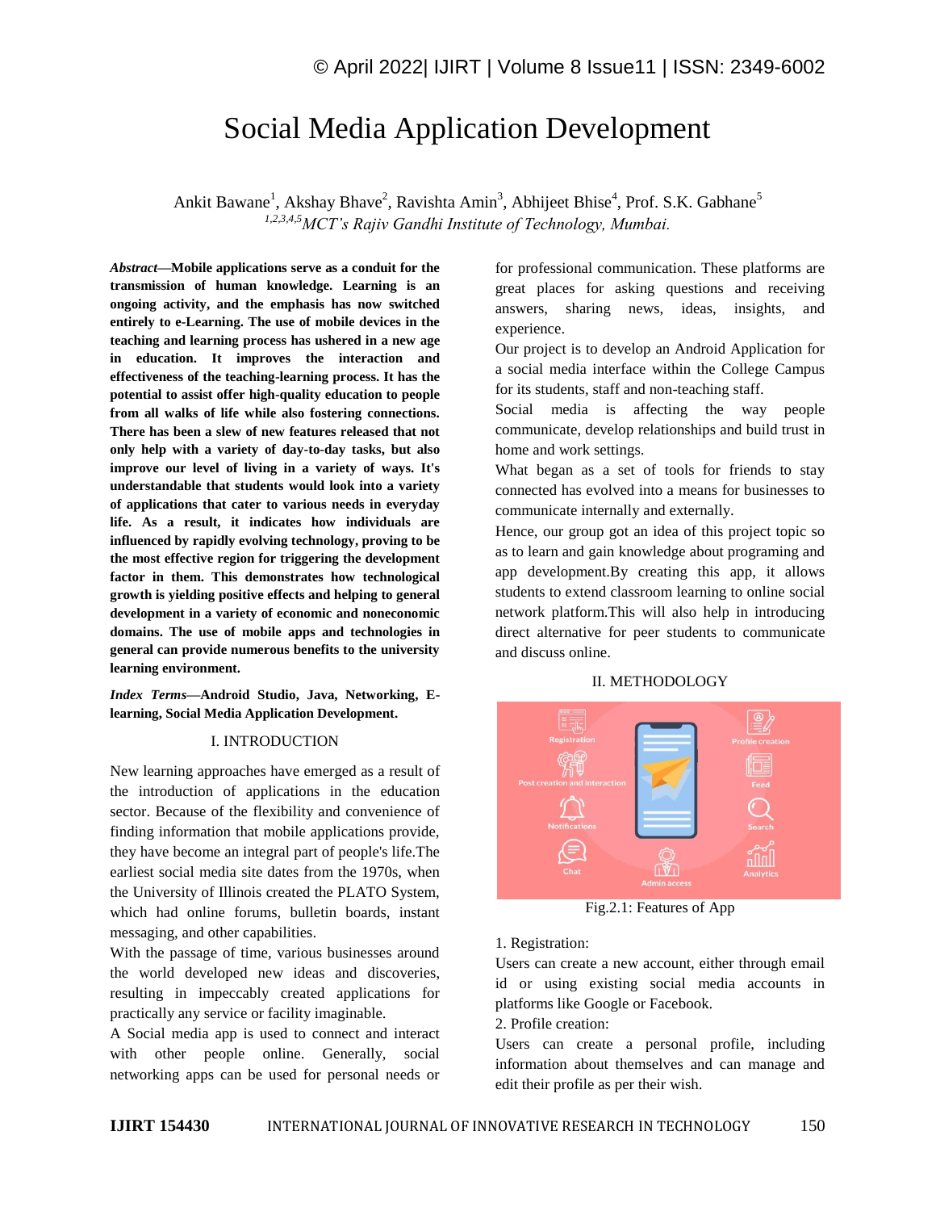# Social Media Application Development

Ankit Bawane[1], Akshay Bhave[2], Ravishta Amin[3], Abhijeet Bhise[4], Prof. S.K. Gabhane[5]

[1,2,3,4,5]*MCT's Rajiv Gandhi Institute of Technology, Mumbai.*

***Abstract*—Mobile applications serve as a conduit for the transmission of human knowledge. Learning is an ongoing activity, and the emphasis has now switched entirely to e-Learning. The use of mobile devices in the teaching and learning process has ushered in a new age in education. It improves the interaction and effectiveness of the teaching-learning process. It has the potential to assist offer high-quality education to people from all walks of life while also fostering connections. There has been a slew of new features released that not only help with a variety of day-to-day tasks, but also improve our level of living in a variety of ways. It's understandable that students would look into a variety of applications that cater to various needs in everyday life. As a result, it indicates how individuals are influenced by rapidly evolving technology, proving to be the most effective region for triggering the development factor in them. This demonstrates how technological growth is yielding positive effects and helping to general development in a variety of economic and noneconomic domains. The use of mobile apps and technologies in general can provide numerous benefits to the university learning environment.**

***Index Terms*—Android Studio, Java, Networking, E-learning, Social Media Application Development.**

## I. INTRODUCTION

New learning approaches have emerged as a result of the introduction of applications in the education sector. Because of the flexibility and convenience of finding information that mobile applications provide, they have become an integral part of people's life.The earliest social media site dates from the 1970s, when the University of Illinois created the PLATO System, which had online forums, bulletin boards, instant messaging, and other capabilities.

With the passage of time, various businesses around the world developed new ideas and discoveries, resulting in impeccably created applications for practically any service or facility imaginable.

A Social media app is used to connect and interact with other people online. Generally, social networking apps can be used for personal needs or for professional communication. These platforms are great places for asking questions and receiving answers, sharing news, ideas, insights, and experience.

Our project is to develop an Android Application for a social media interface within the College Campus for its students, staff and non-teaching staff.

Social media is affecting the way people communicate, develop relationships and build trust in home and work settings.

What began as a set of tools for friends to stay connected has evolved into a means for businesses to communicate internally and externally.

Hence, our group got an idea of this project topic so as to learn and gain knowledge about programing and app development.By creating this app, it allows students to extend classroom learning to online social network platform.This will also help in introducing direct alternative for peer students to communicate and discuss online.

## II. METHODOLOGY

Fig.2.1: Features of App

1. Registration:

Users can create a new account, either through email id or using existing social media accounts in platforms like Google or Facebook.

2. Profile creation:

Users create a personal profile, including information about themselves and can manage and edit their profile as per their wish.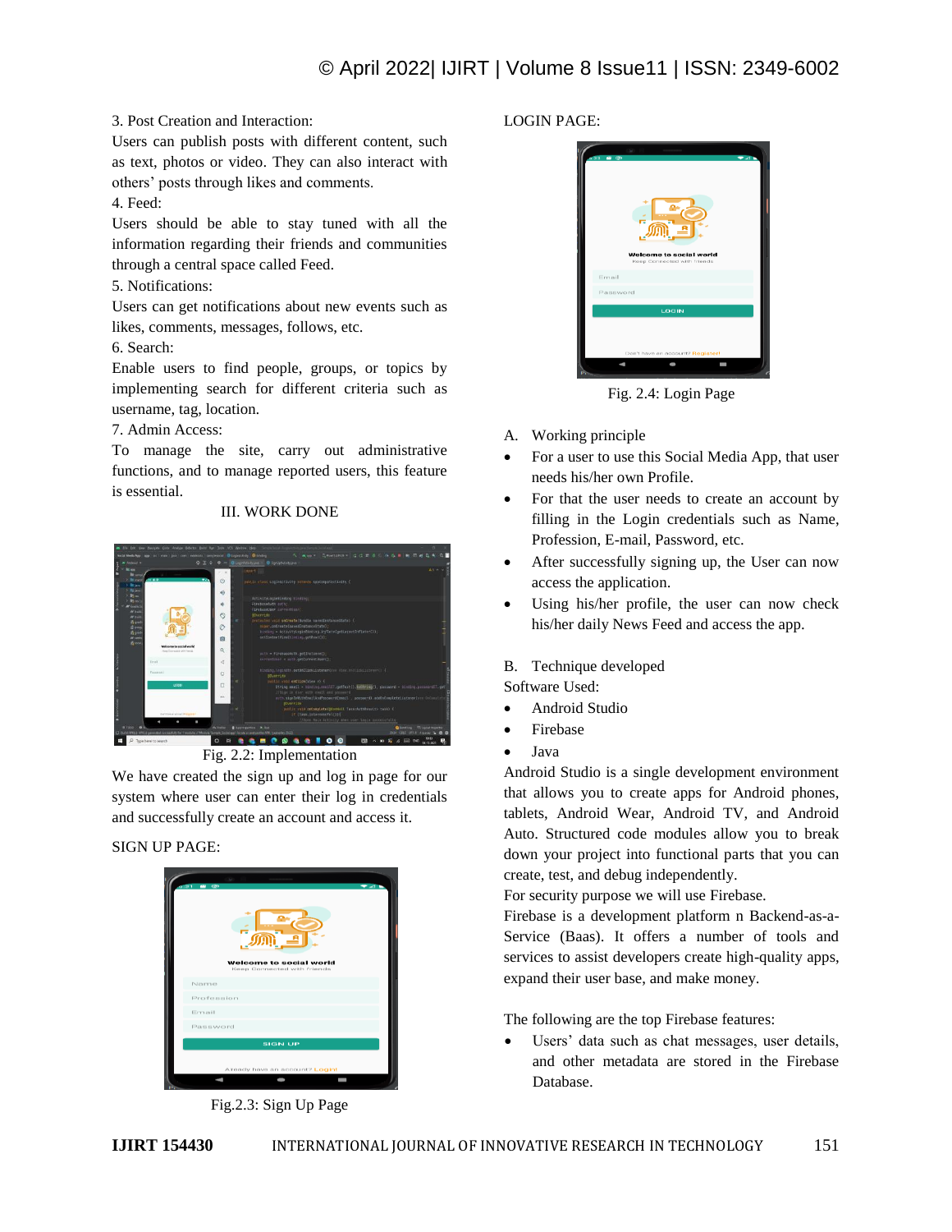3. Post Creation and Interaction:
Users can publish posts with different content, such as text, photos or video. They can also interact with others' posts through likes and comments.
4. Feed:
Users should be able to stay tuned with all the information regarding their friends and communities through a central space called Feed.
5. Notifications:
Users can get notifications about new events such as likes, comments, messages, follows, etc.
6. Search:
Enable users to find people, groups, or topics by implementing search for different criteria such as username, tag, location.
7. Admin Access:
To manage the site, carry out administrative functions, and to manage reported users, this feature is essential.

## III. WORK DONE

Fig. 2.2: Implementation

We have created the sign up and log in page for our system where user can enter their log in credentials and successfully create an account and access it.

SIGN UP PAGE:

Fig.2.3: Sign Up Page

LOGIN PAGE:

Fig. 2.4: Login Page

### A. Working principle

- For a user to use this Social Media App, that user needs his/her own Profile.
- For that the user needs to create an account by filling in the Login credentials such as Name, Profession, E-mail, Password, etc.
- After successfully signing up, the User can now access the application.
- Using his/her profile, the user can now check his/her daily News Feed and access the app.

### B. Technique developed

Software Used:

- Android Studio
- Firebase
- Java

Android Studio is a single development environment that allows you to create apps for Android phones, tablets, Android Wear, Android TV, and Android Auto. Structured code modules allow you to break down your project into functional parts that you can create, test, and debug independently.
For security purpose we will use Firebase.
Firebase is a development platform n Backend-as-a-Service (Baas). It offers a number of tools and services to assist developers create high-quality apps, expand their user base, and make money.

The following are the top Firebase features:

- Users' data such as chat messages, user details, and other metadata are stored in the Firebase Database.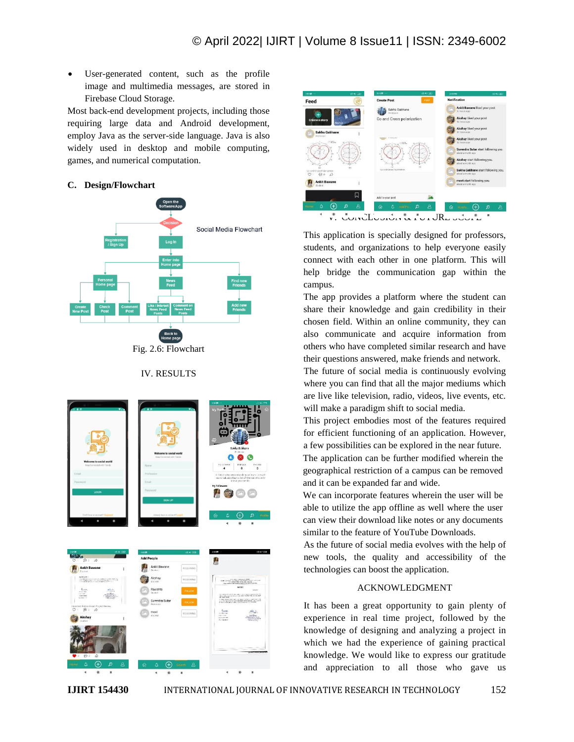- User-generated content, such as the profile image and multimedia messages, are stored in Firebase Cloud Storage.

Most back-end development projects, including those requiring large data and Android development, employ Java as the server-side language. Java is also widely used in desktop and mobile computing, games, and numerical computation.

### C. Design/Flowchart

Fig. 2.6: Flowchart

## IV. RESULTS

## V. CONCLUSION & FUTURE SCOPE

This application is specially designed for professors, students, and organizations to help everyone easily connect with each other in one platform. This will help bridge the communication gap within the campus.

The app provides a platform where the student can share their knowledge and gain credibility in their chosen field. Within an online community, they can also communicate and acquire information from others who have completed similar research and have their questions answered, make friends and network.

The future of social media is continuously evolving where you can find that all the major mediums which are live like television, radio, videos, live events, etc. will make a paradigm shift to social media.

This project embodies most of the features required for efficient functioning of an application. However, a few possibilities can be explored in the near future.

The application can be further modified wherein the geographical restriction of a campus can be removed and it can be expanded far and wide.

We can incorporate features wherein the user will be able to utilize the app offline as well where the user can view their download like notes or any documents similar to the feature of YouTube Downloads.

As the future of social media evolves with the help of new tools, the quality and accessibility of the technologies can boost the application.

## ACKNOWLEDGMENT

It has been a great opportunity to gain plenty of experience in real time project, followed by the knowledge of designing and analyzing a project in which we had the experience of gaining practical knowledge. We would like to express our gratitude and appreciation to all those who gave us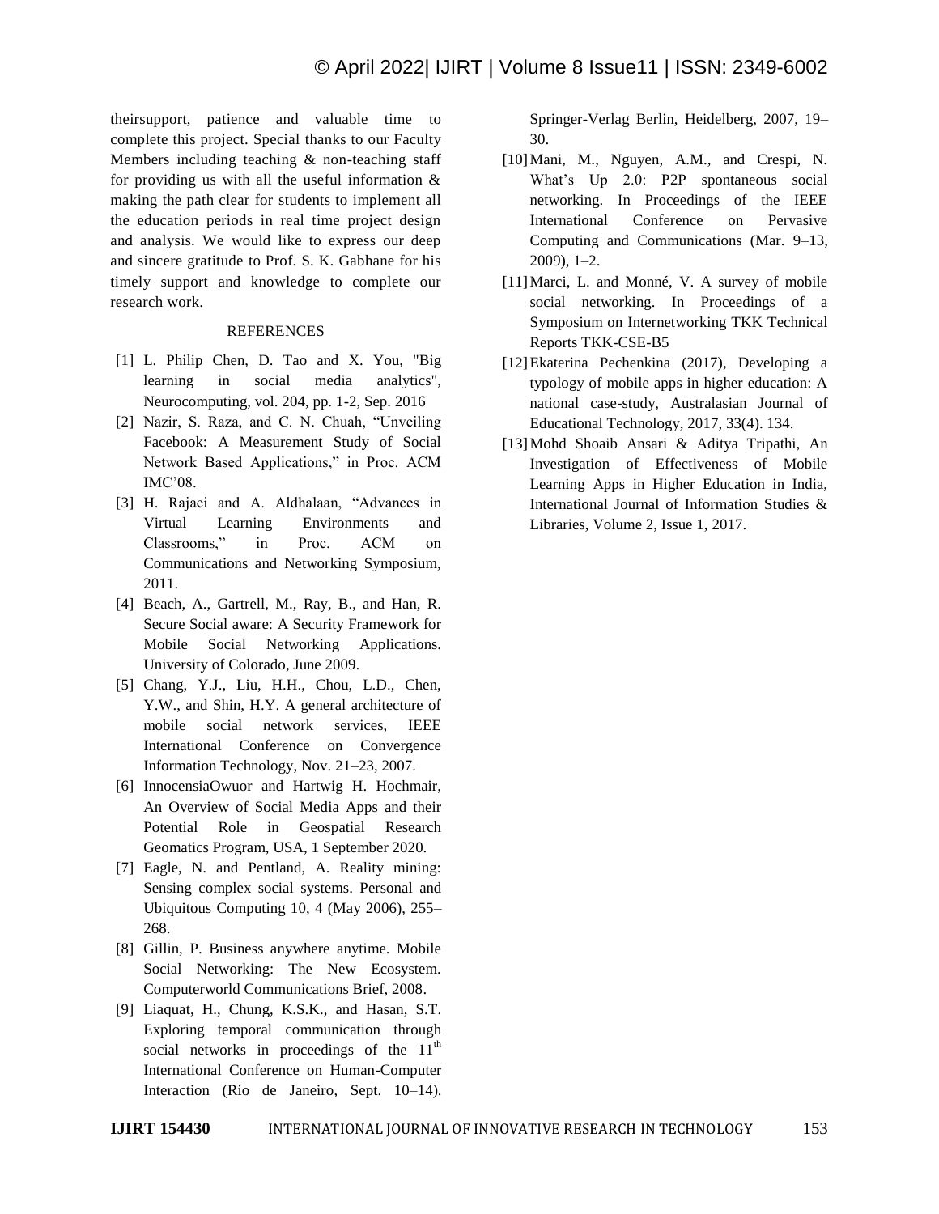theirsupport, patience and valuable time to complete this project. Special thanks to our Faculty Members including teaching & non-teaching staff for providing us with all the useful information & making the path clear for students to implement all the education periods in real time project design and analysis. We would like to express our deep and sincere gratitude to Prof. S. K. Gabhane for his timely support and knowledge to complete our research work.

## REFERENCES

[1] L. Philip Chen, D. Tao and X. You, "Big learning in social media analytics", Neurocomputing, vol. 204, pp. 1-2, Sep. 2016

[2] Nazir, S. Raza, and C. N. Chuah, "Unveiling Facebook: A Measurement Study of Social Network Based Applications," in Proc. ACM IMC'08.

[3] H. Rajaei and A. Aldhalaan, "Advances in Virtual Learning Environments and Classrooms," in Proc. ACM on Communications and Networking Symposium, 2011.

[4] Beach, A., Gartrell, M., Ray, B., and Han, R. Secure Social aware: A Security Framework for Mobile Social Networking Applications. University of Colorado, June 2009.

[5] Chang, Y.J., Liu, H.H., Chou, L.D., Chen, Y.W., and Shin, H.Y. A general architecture of mobile social network services, IEEE International Conference on Convergence Information Technology, Nov. 21–23, 2007.

[6] InnocensiaOwuor and Hartwig H. Hochmair, An Overview of Social Media Apps and their Potential Role in Geospatial Research Geomatics Program, USA, 1 September 2020.

[7] Eagle, N. and Pentland, A. Reality mining: Sensing complex social systems. Personal and Ubiquitous Computing 10, 4 (May 2006), 255–268.

[8] Gillin, P. Business anywhere anytime. Mobile Social Networking: The New Ecosystem. Computerworld Communications Brief, 2008.

[9] Liaquat, H., Chung, K.S.K., and Hasan, S.T. Exploring temporal communication through social networks in proceedings of the 11th International Conference on Human-Computer Interaction (Rio de Janeiro, Sept. 10–14). Springer-Verlag Berlin, Heidelberg, 2007, 19–30.

[10] Mani, M., Nguyen, A.M., and Crespi, N. What's Up 2.0: P2P spontaneous social networking. In Proceedings of the IEEE International Conference on Pervasive Computing and Communications (Mar. 9–13, 2009), 1–2.

[11] Marci, L. and Monné, V. A survey of mobile social networking. In Proceedings of a Symposium on Internetworking TKK Technical Reports TKK-CSE-B5

[12] Ekaterina Pechenkina (2017), Developing a typology of mobile apps in higher education: A national case-study, Australasian Journal of Educational Technology, 2017, 33(4). 134.

[13] Mohd Shoaib Ansari & Aditya Tripathi, An Investigation of Effectiveness of Mobile Learning Apps in Higher Education in India, International Journal of Information Studies & Libraries, Volume 2, Issue 1, 2017.